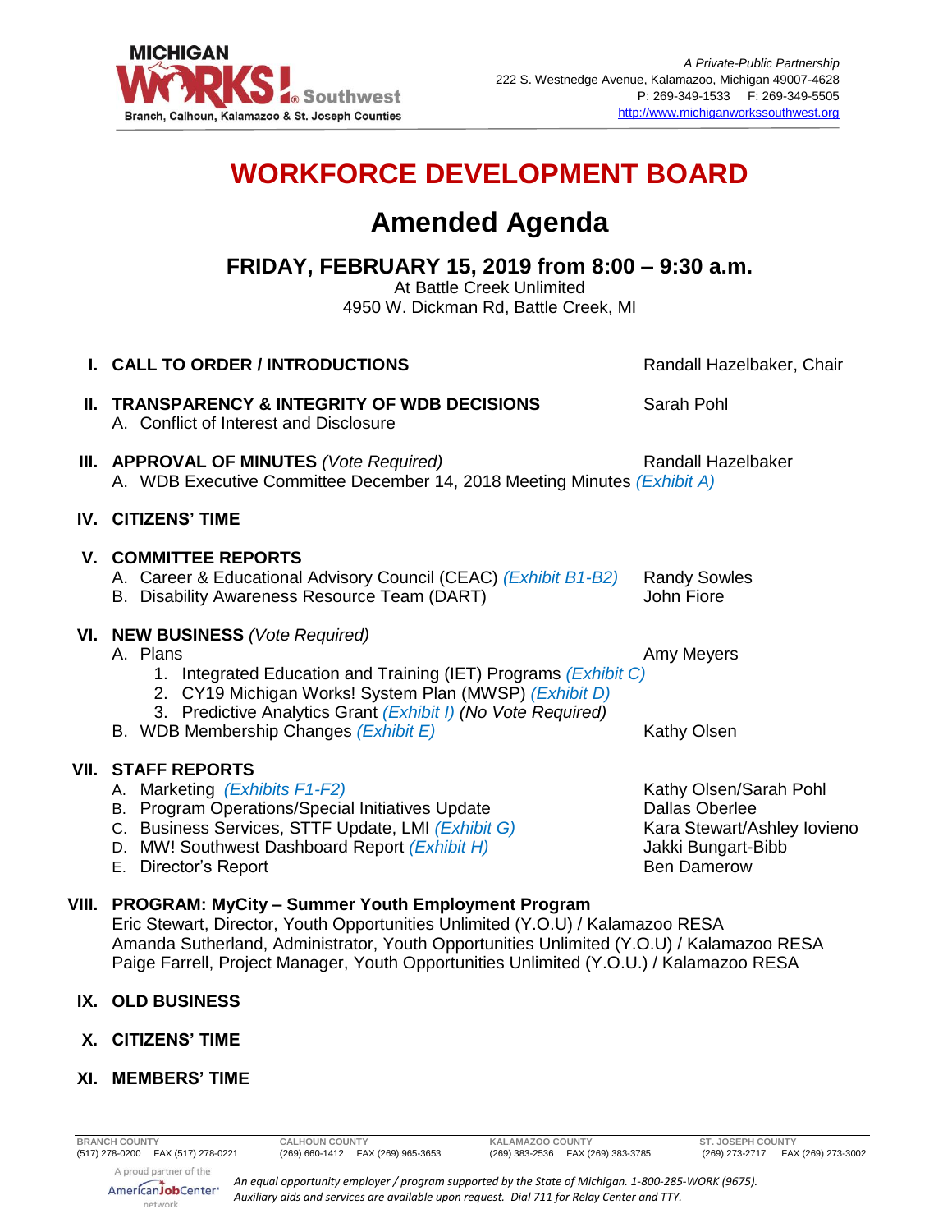MICHIGAN WORKS! Southwest
Branch, Calhoun, Kalamazoo & St. Joseph Counties

*A Private-Public Partnership*
222 S. Westnedge Avenue, Kalamazoo, Michigan 49007-4628
P: 269-349-1533 F: 269-349-5505
http://www.michiganworkssouthwest.org

# WORKFORCE DEVELOPMENT BOARD

## Amended Agenda

### FRIDAY, FEBRUARY 15, 2019 from 8:00 – 9:30 a.m.

At Battle Creek Unlimited
4950 W. Dickman Rd, Battle Creek, MI

**I. CALL TO ORDER / INTRODUCTIONS** — Randall Hazelbaker, Chair

**II. TRANSPARENCY & INTEGRITY OF WDB DECISIONS** — Sarah Pohl
- A. Conflict of Interest and Disclosure

**III. APPROVAL OF MINUTES** *(Vote Required)* — Randall Hazelbaker
- A. WDB Executive Committee December 14, 2018 Meeting Minutes *(Exhibit A)*

**IV. CITIZENS' TIME**

**V. COMMITTEE REPORTS**
- A. Career & Educational Advisory Council (CEAC) *(Exhibit B1-B2)* — Randy Sowles
- B. Disability Awareness Resource Team (DART) — John Fiore

**VI. NEW BUSINESS** *(Vote Required)*
- A. Plans — Amy Meyers
  1. Integrated Education and Training (IET) Programs *(Exhibit C)*
  2. CY19 Michigan Works! System Plan (MWSP) *(Exhibit D)*
  3. Predictive Analytics Grant *(Exhibit I) (No Vote Required)*
- B. WDB Membership Changes *(Exhibit E)* — Kathy Olsen

**VII. STAFF REPORTS**
- A. Marketing *(Exhibits F1-F2)* — Kathy Olsen/Sarah Pohl
- B. Program Operations/Special Initiatives Update — Dallas Oberlee
- C. Business Services, STTF Update, LMI *(Exhibit G)* — Kara Stewart/Ashley Iovieno
- D. MW! Southwest Dashboard Report *(Exhibit H)* — Jakki Bungart-Bibb
- E. Director's Report — Ben Damerow

**VIII. PROGRAM: MyCity – Summer Youth Employment Program**
Eric Stewart, Director, Youth Opportunities Unlimited (Y.O.U) / Kalamazoo RESA
Amanda Sutherland, Administrator, Youth Opportunities Unlimited (Y.O.U) / Kalamazoo RESA
Paige Farrell, Project Manager, Youth Opportunities Unlimited (Y.O.U.) / Kalamazoo RESA

**IX. OLD BUSINESS**

**X. CITIZENS' TIME**

**XI. MEMBERS' TIME**

BRANCH COUNTY (517) 278-0200 FAX (517) 278-0221 | CALHOUN COUNTY (269) 660-1412 FAX (269) 965-3653 | KALAMAZOO COUNTY (269) 383-2536 FAX (269) 383-3785 | ST. JOSEPH COUNTY (269) 273-2717 FAX (269) 273-3002

A proud partner of the AmericanJobCenter network

*An equal opportunity employer / program supported by the State of Michigan. 1-800-285-WORK (9675). Auxiliary aids and services are available upon request. Dial 711 for Relay Center and TTY.*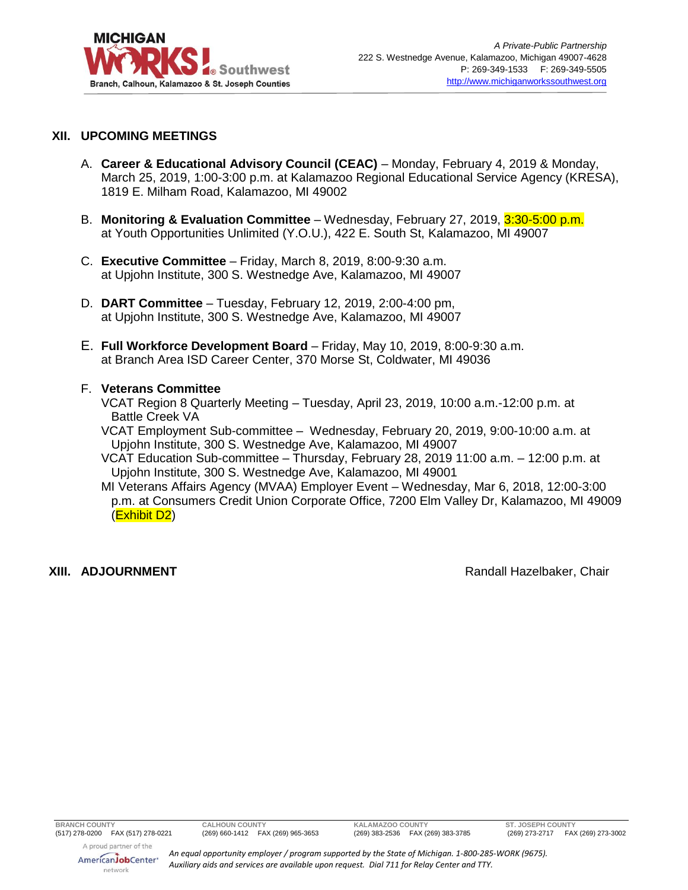## XII. UPCOMING MEETINGS

A. **Career & Educational Advisory Council (CEAC)** – Monday, February 4, 2019 & Monday, March 25, 2019, 1:00-3:00 p.m. at Kalamazoo Regional Educational Service Agency (KRESA), 1819 E. Milham Road, Kalamazoo, MI 49002

B. **Monitoring & Evaluation Committee** – Wednesday, February 27, 2019, 3:30-5:00 p.m. at Youth Opportunities Unlimited (Y.O.U.), 422 E. South St, Kalamazoo, MI 49007

C. **Executive Committee** – Friday, March 8, 2019, 8:00-9:30 a.m. at Upjohn Institute, 300 S. Westnedge Ave, Kalamazoo, MI 49007

D. **DART Committee** – Tuesday, February 12, 2019, 2:00-4:00 pm, at Upjohn Institute, 300 S. Westnedge Ave, Kalamazoo, MI 49007

E. **Full Workforce Development Board** – Friday, May 10, 2019, 8:00-9:30 a.m. at Branch Area ISD Career Center, 370 Morse St, Coldwater, MI 49036

F. **Veterans Committee**

VCAT Region 8 Quarterly Meeting – Tuesday, April 23, 2019, 10:00 a.m.-12:00 p.m. at Battle Creek VA

VCAT Employment Sub-committee – Wednesday, February 20, 2019, 9:00-10:00 a.m. at Upjohn Institute, 300 S. Westnedge Ave, Kalamazoo, MI 49007

VCAT Education Sub-committee – Thursday, February 28, 2019 11:00 a.m. – 12:00 p.m. at Upjohn Institute, 300 S. Westnedge Ave, Kalamazoo, MI 49001

MI Veterans Affairs Agency (MVAA) Employer Event – Wednesday, Mar 6, 2018, 12:00-3:00 p.m. at Consumers Credit Union Corporate Office, 7200 Elm Valley Dr, Kalamazoo, MI 49009 (Exhibit D2)

## XIII. ADJOURNMENT

Randall Hazelbaker, Chair